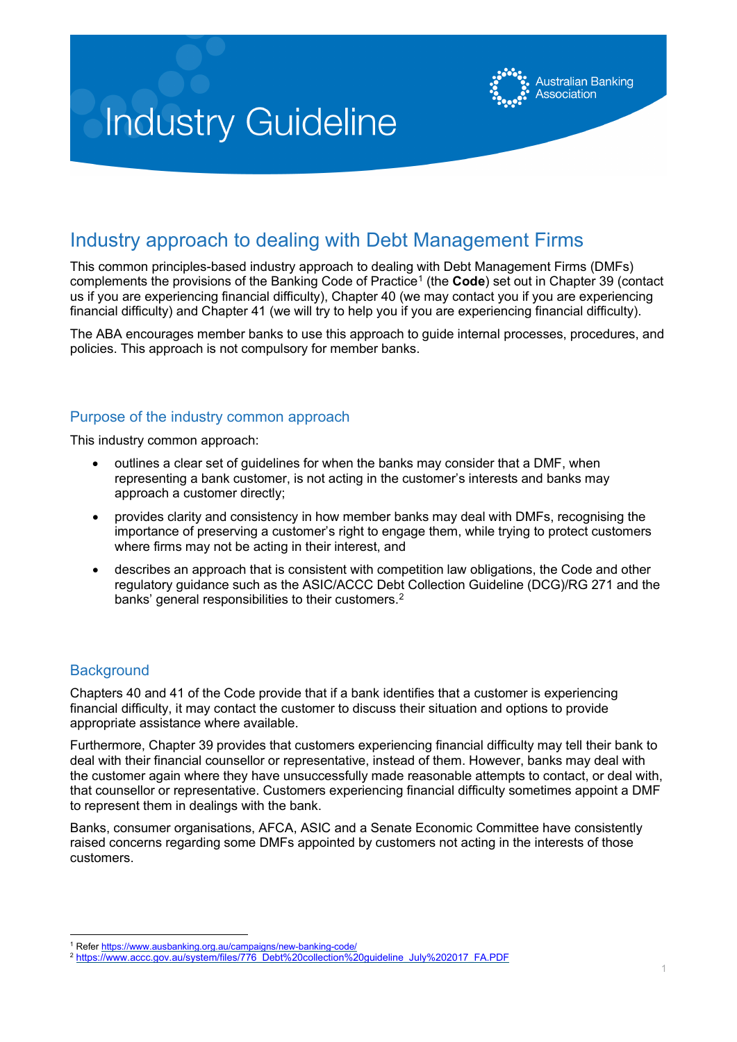# Industry Guideline

Australian Banking Association

## Industry approach to dealing with Debt Management Firms

This common principles-based industry approach to dealing with Debt Management Firms (DMFs) complements the provisions of the Banking Code of Practice[1] (the **Code**) set out in Chapter 39 (contact us if you are experiencing financial difficulty), Chapter 40 (we may contact you if you are experiencing financial difficulty) and Chapter 41 (we will try to help you if you are experiencing financial difficulty).

The ABA encourages member banks to use this approach to guide internal processes, procedures, and policies. This approach is not compulsory for member banks.

### Purpose of the industry common approach

This industry common approach:

- outlines a clear set of guidelines for when the banks may consider that a DMF, when representing a bank customer, is not acting in the customer's interests and banks may approach a customer directly;
- provides clarity and consistency in how member banks may deal with DMFs, recognising the importance of preserving a customer's right to engage them, while trying to protect customers where firms may not be acting in their interest, and
- describes an approach that is consistent with competition law obligations, the Code and other regulatory guidance such as the ASIC/ACCC Debt Collection Guideline (DCG)/RG 271 and the banks' general responsibilities to their customers.[2]

### Background

Chapters 40 and 41 of the Code provide that if a bank identifies that a customer is experiencing financial difficulty, it may contact the customer to discuss their situation and options to provide appropriate assistance where available.

Furthermore, Chapter 39 provides that customers experiencing financial difficulty may tell their bank to deal with their financial counsellor or representative, instead of them. However, banks may deal with the customer again where they have unsuccessfully made reasonable attempts to contact, or deal with, that counsellor or representative. Customers experiencing financial difficulty sometimes appoint a DMF to represent them in dealings with the bank.

Banks, consumer organisations, AFCA, ASIC and a Senate Economic Committee have consistently raised concerns regarding some DMFs appointed by customers not acting in the interests of those customers.

---

[1] Refer https://www.ausbanking.org.au/campaigns/new-banking-code/

[2] https://www.accc.gov.au/system/files/776_Debt%20collection%20guideline_July%202017_FA.PDF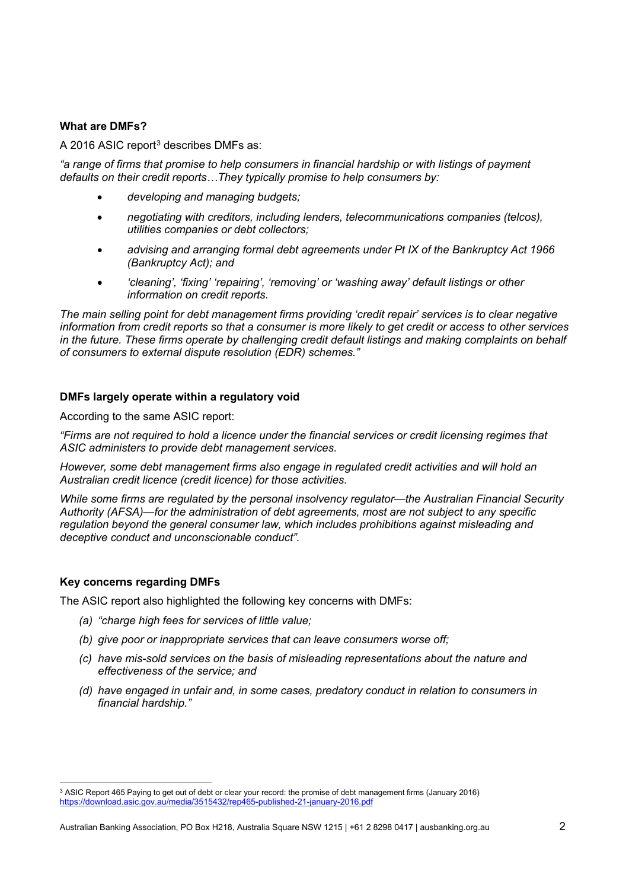**What are DMFs?**

A 2016 ASIC report[3] describes DMFs as:

*"a range of firms that promise to help consumers in financial hardship or with listings of payment defaults on their credit reports…They typically promise to help consumers by:*

- *developing and managing budgets;*
- *negotiating with creditors, including lenders, telecommunications companies (telcos), utilities companies or debt collectors;*
- *advising and arranging formal debt agreements under Pt IX of the Bankruptcy Act 1966 (Bankruptcy Act); and*
- *'cleaning', 'fixing' 'repairing', 'removing' or 'washing away' default listings or other information on credit reports.*

*The main selling point for debt management firms providing 'credit repair' services is to clear negative information from credit reports so that a consumer is more likely to get credit or access to other services in the future. These firms operate by challenging credit default listings and making complaints on behalf of consumers to external dispute resolution (EDR) schemes."*

**DMFs largely operate within a regulatory void**

According to the same ASIC report:

*"Firms are not required to hold a licence under the financial services or credit licensing regimes that ASIC administers to provide debt management services.*

*However, some debt management firms also engage in regulated credit activities and will hold an Australian credit licence (credit licence) for those activities.*

*While some firms are regulated by the personal insolvency regulator—the Australian Financial Security Authority (AFSA)—for the administration of debt agreements, most are not subject to any specific regulation beyond the general consumer law, which includes prohibitions against misleading and deceptive conduct and unconscionable conduct".*

**Key concerns regarding DMFs**

The ASIC report also highlighted the following key concerns with DMFs:

(a) *"charge high fees for services of little value;*

(b) *give poor or inappropriate services that can leave consumers worse off;*

(c) *have mis-sold services on the basis of misleading representations about the nature and effectiveness of the service; and*

(d) *have engaged in unfair and, in some cases, predatory conduct in relation to consumers in financial hardship."*

---

[3] ASIC Report 465 Paying to get out of debt or clear your record: the promise of debt management firms (January 2016) https://download.asic.gov.au/media/3515432/rep465-published-21-january-2016.pdf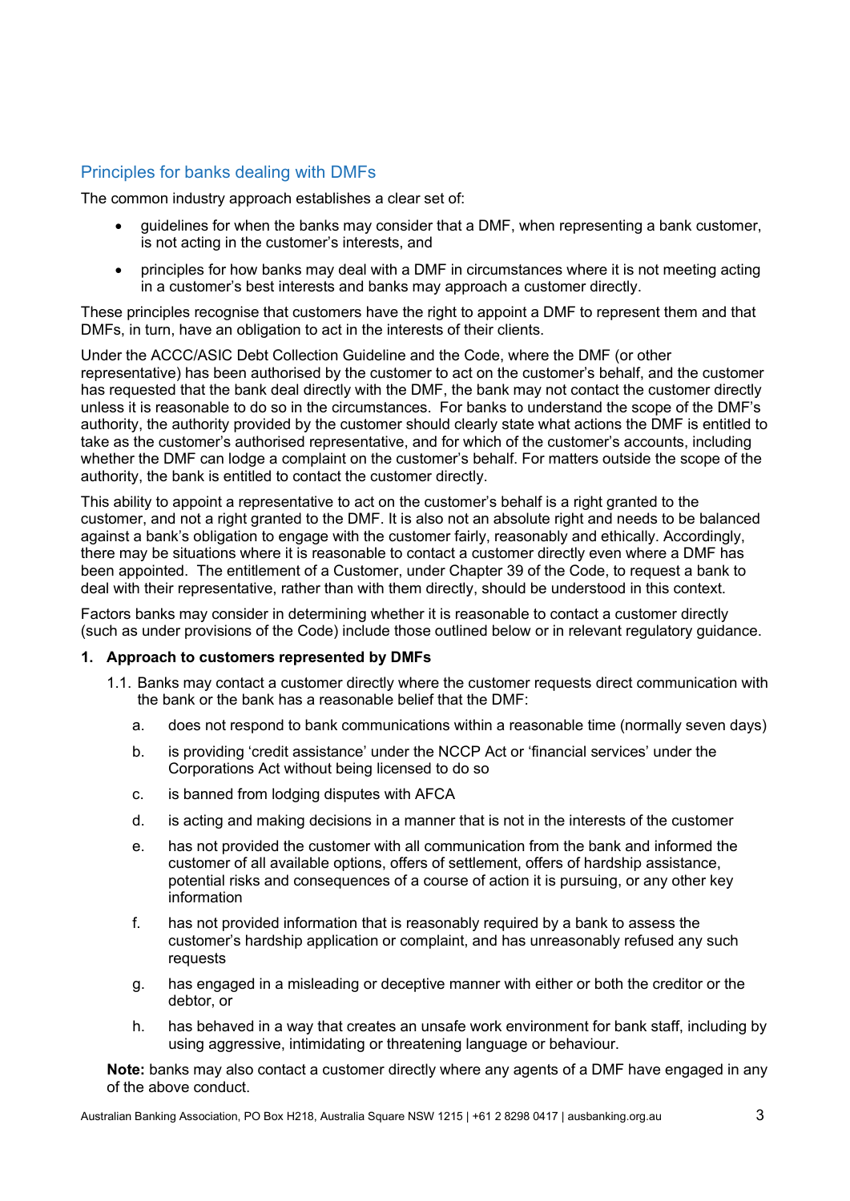## Principles for banks dealing with DMFs

The common industry approach establishes a clear set of:

- guidelines for when the banks may consider that a DMF, when representing a bank customer, is not acting in the customer's interests, and
- principles for how banks may deal with a DMF in circumstances where it is not meeting acting in a customer's best interests and banks may approach a customer directly.

These principles recognise that customers have the right to appoint a DMF to represent them and that DMFs, in turn, have an obligation to act in the interests of their clients.

Under the ACCC/ASIC Debt Collection Guideline and the Code, where the DMF (or other representative) has been authorised by the customer to act on the customer's behalf, and the customer has requested that the bank deal directly with the DMF, the bank may not contact the customer directly unless it is reasonable to do so in the circumstances. For banks to understand the scope of the DMF's authority, the authority provided by the customer should clearly state what actions the DMF is entitled to take as the customer's authorised representative, and for which of the customer's accounts, including whether the DMF can lodge a complaint on the customer's behalf. For matters outside the scope of the authority, the bank is entitled to contact the customer directly.

This ability to appoint a representative to act on the customer's behalf is a right granted to the customer, and not a right granted to the DMF. It is also not an absolute right and needs to be balanced against a bank's obligation to engage with the customer fairly, reasonably and ethically. Accordingly, there may be situations where it is reasonable to contact a customer directly even where a DMF has been appointed. The entitlement of a Customer, under Chapter 39 of the Code, to request a bank to deal with their representative, rather than with them directly, should be understood in this context.

Factors banks may consider in determining whether it is reasonable to contact a customer directly (such as under provisions of the Code) include those outlined below or in relevant regulatory guidance.

**1. Approach to customers represented by DMFs**

1.1. Banks may contact a customer directly where the customer requests direct communication with the bank or the bank has a reasonable belief that the DMF:

   a. does not respond to bank communications within a reasonable time (normally seven days)

   b. is providing 'credit assistance' under the NCCP Act or 'financial services' under the Corporations Act without being licensed to do so

   c. is banned from lodging disputes with AFCA

   d. is acting and making decisions in a manner that is not in the interests of the customer

   e. has not provided the customer with all communication from the bank and informed the customer of all available options, offers of settlement, offers of hardship assistance, potential risks and consequences of a course of action it is pursuing, or any other key information

   f. has not provided information that is reasonably required by a bank to assess the customer's hardship application or complaint, and has unreasonably refused any such requests

   g. has engaged in a misleading or deceptive manner with either or both the creditor or the debtor, or

   h. has behaved in a way that creates an unsafe work environment for bank staff, including by using aggressive, intimidating or threatening language or behaviour.

**Note:** banks may also contact a customer directly where any agents of a DMF have engaged in any of the above conduct.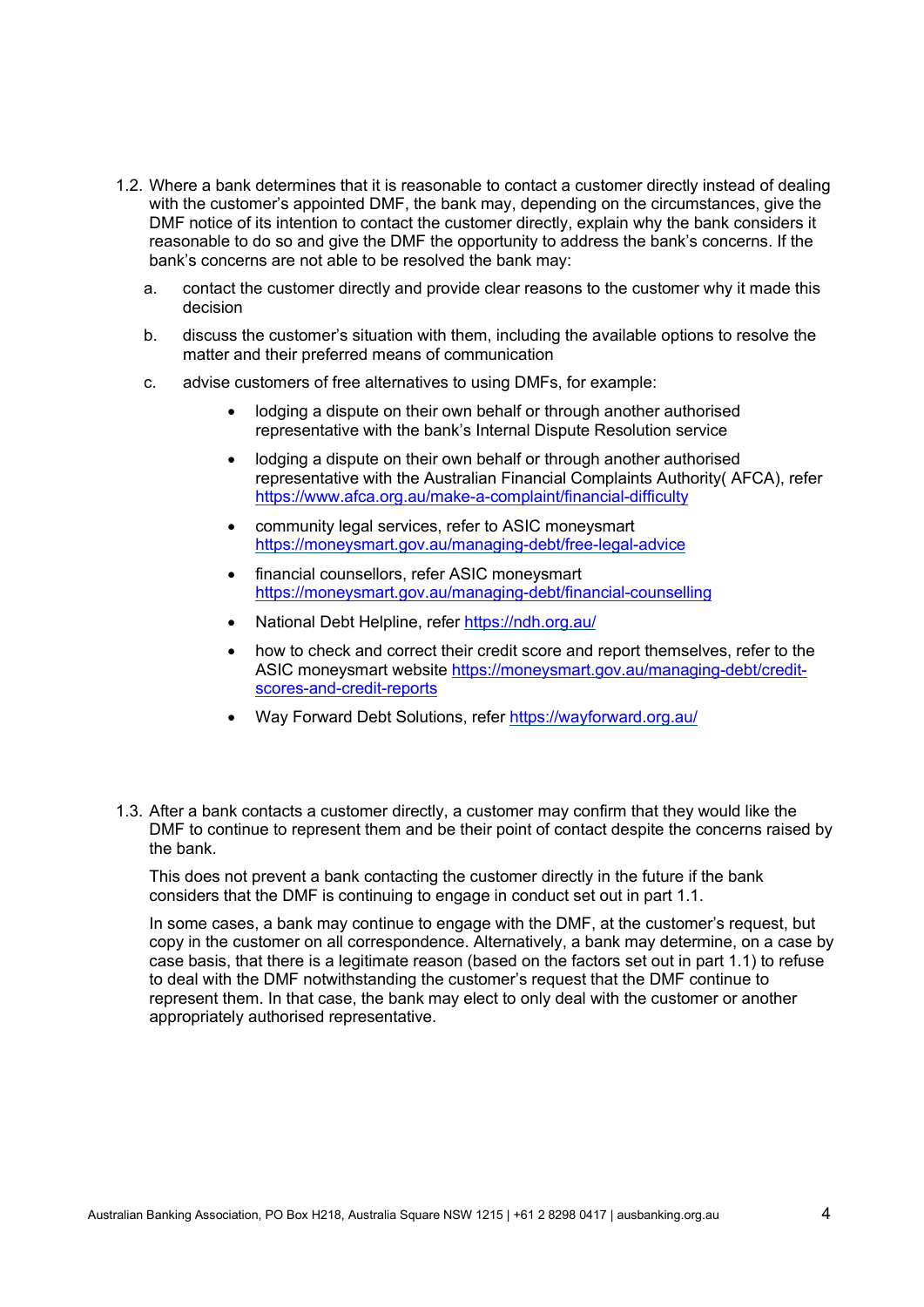1.2. Where a bank determines that it is reasonable to contact a customer directly instead of dealing with the customer's appointed DMF, the bank may, depending on the circumstances, give the DMF notice of its intention to contact the customer directly, explain why the bank considers it reasonable to do so and give the DMF the opportunity to address the bank's concerns. If the bank's concerns are not able to be resolved the bank may:

a. contact the customer directly and provide clear reasons to the customer why it made this decision

b. discuss the customer's situation with them, including the available options to resolve the matter and their preferred means of communication

c. advise customers of free alternatives to using DMFs, for example:

- lodging a dispute on their own behalf or through another authorised representative with the bank's Internal Dispute Resolution service
- lodging a dispute on their own behalf or through another authorised representative with the Australian Financial Complaints Authority( AFCA), refer https://www.afca.org.au/make-a-complaint/financial-difficulty
- community legal services, refer to ASIC moneysmart https://moneysmart.gov.au/managing-debt/free-legal-advice
- financial counsellors, refer ASIC moneysmart https://moneysmart.gov.au/managing-debt/financial-counselling
- National Debt Helpline, refer https://ndh.org.au/
- how to check and correct their credit score and report themselves, refer to the ASIC moneysmart website https://moneysmart.gov.au/managing-debt/credit-scores-and-credit-reports
- Way Forward Debt Solutions, refer https://wayforward.org.au/

1.3. After a bank contacts a customer directly, a customer may confirm that they would like the DMF to continue to represent them and be their point of contact despite the concerns raised by the bank.

This does not prevent a bank contacting the customer directly in the future if the bank considers that the DMF is continuing to engage in conduct set out in part 1.1.

In some cases, a bank may continue to engage with the DMF, at the customer's request, but copy in the customer on all correspondence. Alternatively, a bank may determine, on a case by case basis, that there is a legitimate reason (based on the factors set out in part 1.1) to refuse to deal with the DMF notwithstanding the customer's request that the DMF continue to represent them. In that case, the bank may elect to only deal with the customer or another appropriately authorised representative.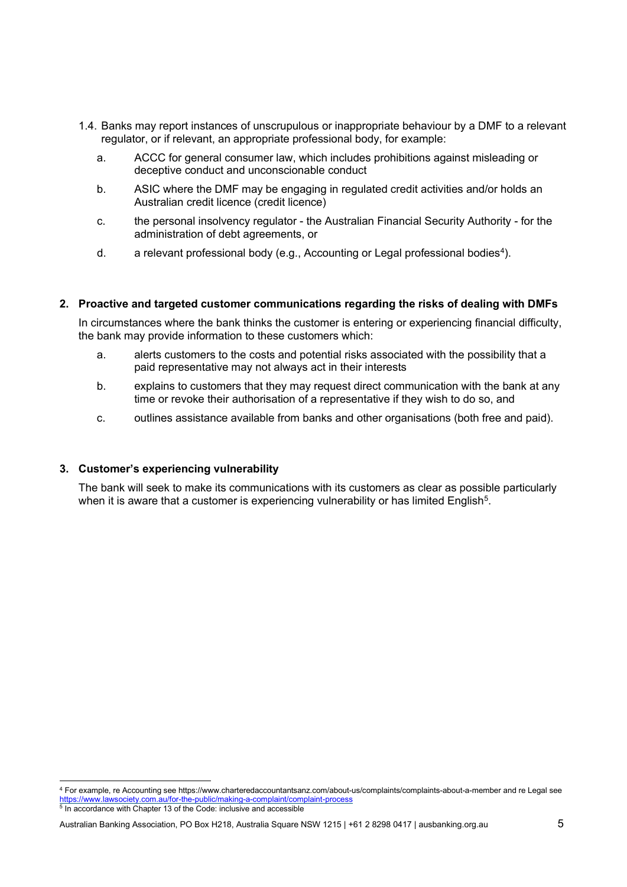1.4. Banks may report instances of unscrupulous or inappropriate behaviour by a DMF to a relevant regulator, or if relevant, an appropriate professional body, for example:

   a. ACCC for general consumer law, which includes prohibitions against misleading or deceptive conduct and unconscionable conduct

   b. ASIC where the DMF may be engaging in regulated credit activities and/or holds an Australian credit licence (credit licence)

   c. the personal insolvency regulator - the Australian Financial Security Authority - for the administration of debt agreements, or

   d. a relevant professional body (e.g., Accounting or Legal professional bodies[4]).

## 2. Proactive and targeted customer communications regarding the risks of dealing with DMFs

In circumstances where the bank thinks the customer is entering or experiencing financial difficulty, the bank may provide information to these customers which:

   a. alerts customers to the costs and potential risks associated with the possibility that a paid representative may not always act in their interests

   b. explains to customers that they may request direct communication with the bank at any time or revoke their authorisation of a representative if they wish to do so, and

   c. outlines assistance available from banks and other organisations (both free and paid).

## 3. Customer's experiencing vulnerability

The bank will seek to make its communications with its customers as clear as possible particularly when it is aware that a customer is experiencing vulnerability or has limited English[5].

---

[4] For example, re Accounting see https://www.charteredaccountantsanz.com/about-us/complaints/complaints-about-a-member and re Legal see https://www.lawsociety.com.au/for-the-public/making-a-complaint/complaint-process

[5] In accordance with Chapter 13 of the Code: inclusive and accessible

Australian Banking Association, PO Box H218, Australia Square NSW 1215 | +61 2 8298 0417 | ausbanking.org.au